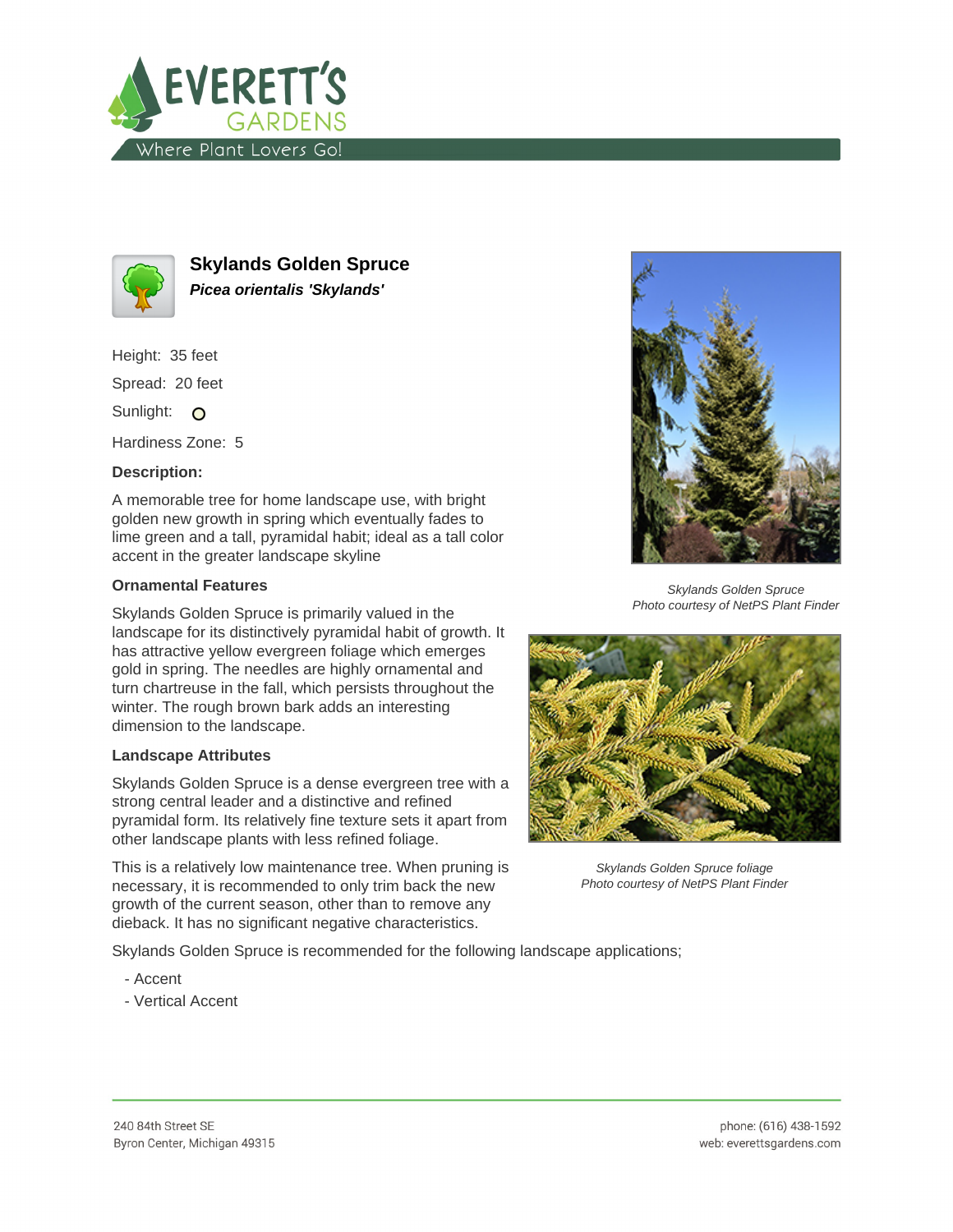# Skylands Golden Spruce

***Picea orientalis 'Skylands'***

Height: 35 feet

Spread: 20 feet

Sunlight: O

Hardiness Zone: 5

**Description:**

A memorable tree for home landscape use, with bright golden new growth in spring which eventually fades to lime green and a tall, pyramidal habit; ideal as a tall color accent in the greater landscape skyline

### Ornamental Features

Skylands Golden Spruce is primarily valued in the landscape for its distinctively pyramidal habit of growth. It has attractive yellow evergreen foliage which emerges gold in spring. The needles are highly ornamental and turn chartreuse in the fall, which persists throughout the winter. The rough brown bark adds an interesting dimension to the landscape.

### Landscape Attributes

Skylands Golden Spruce is a dense evergreen tree with a strong central leader and a distinctive and refined pyramidal form. Its relatively fine texture sets it apart from other landscape plants with less refined foliage.

This is a relatively low maintenance tree. When pruning is necessary, it is recommended to only trim back the new growth of the current season, other than to remove any dieback. It has no significant negative characteristics.

Skylands Golden Spruce is recommended for the following landscape applications;

- Accent
- Vertical Accent

*Skylands Golden Spruce*
*Photo courtesy of NetPS Plant Finder*

*Skylands Golden Spruce foliage*
*Photo courtesy of NetPS Plant Finder*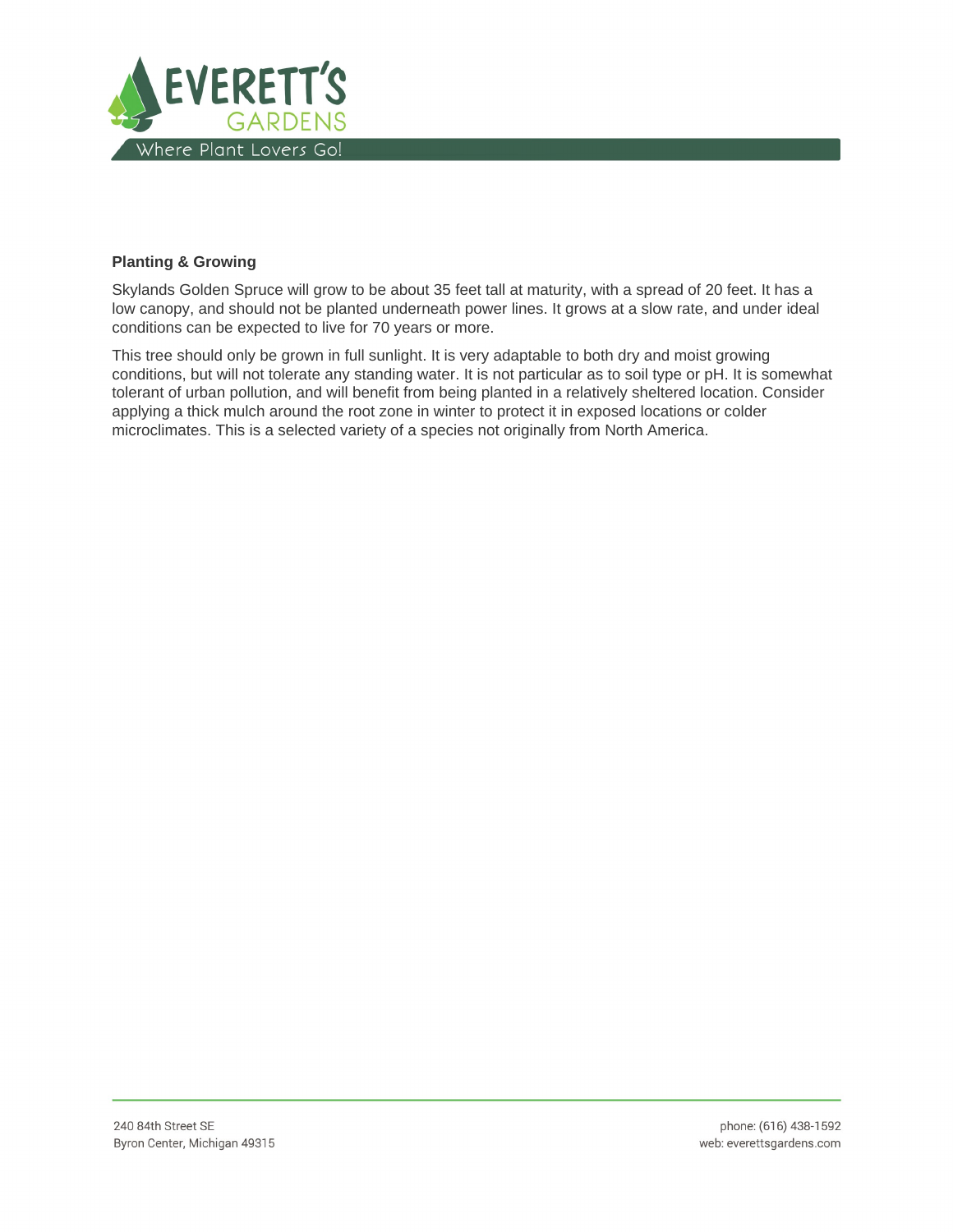**Planting & Growing**

Skylands Golden Spruce will grow to be about 35 feet tall at maturity, with a spread of 20 feet. It has a low canopy, and should not be planted underneath power lines. It grows at a slow rate, and under ideal conditions can be expected to live for 70 years or more.

This tree should only be grown in full sunlight. It is very adaptable to both dry and moist growing conditions, but will not tolerate any standing water. It is not particular as to soil type or pH. It is somewhat tolerant of urban pollution, and will benefit from being planted in a relatively sheltered location. Consider applying a thick mulch around the root zone in winter to protect it in exposed locations or colder microclimates. This is a selected variety of a species not originally from North America.